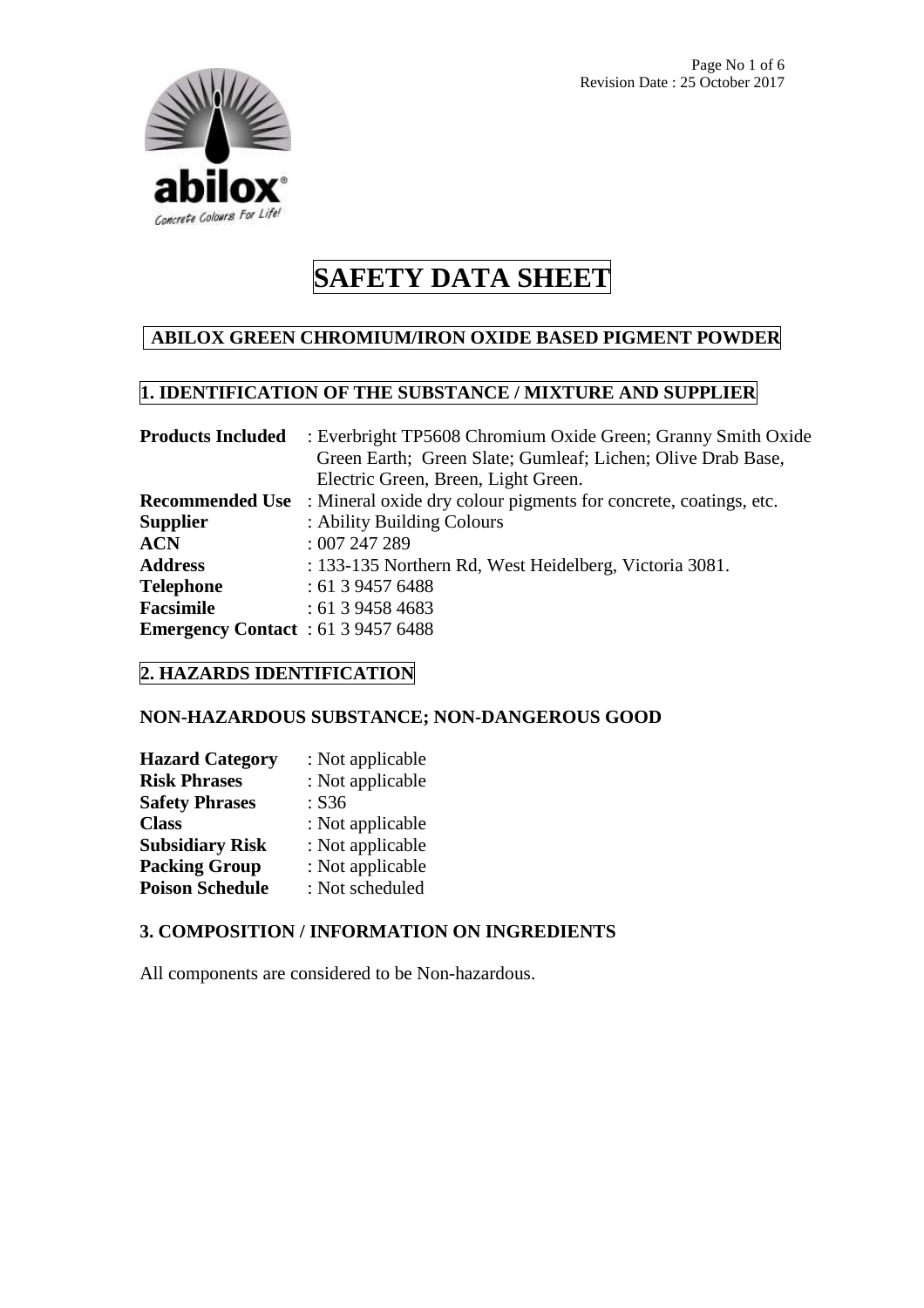# SAFETY DATA SHEET

## ABILOX GREEN CHROMIUM/IRON OXIDE BASED PIGMENT POWDER

## 1. IDENTIFICATION OF THE SUBSTANCE / MIXTURE AND SUPPLIER

**Products Included** : Everbright TP5608 Chromium Oxide Green; Granny Smith Oxide Green Earth; Green Slate; Gumleaf; Lichen; Olive Drab Base, Electric Green, Breen, Light Green.
**Recommended Use** : Mineral oxide dry colour pigments for concrete, coatings, etc.
**Supplier** : Ability Building Colours
**ACN** : 007 247 289
**Address** : 133-135 Northern Rd, West Heidelberg, Victoria 3081.
**Telephone** : 61 3 9457 6488
**Facsimile** : 61 3 9458 4683
**Emergency Contact** : 61 3 9457 6488

## 2. HAZARDS IDENTIFICATION

### NON-HAZARDOUS SUBSTANCE; NON-DANGEROUS GOOD

**Hazard Category** : Not applicable
**Risk Phrases** : Not applicable
**Safety Phrases** : S36
**Class** : Not applicable
**Subsidiary Risk** : Not applicable
**Packing Group** : Not applicable
**Poison Schedule** : Not scheduled

## 3. COMPOSITION / INFORMATION ON INGREDIENTS

All components are considered to be Non-hazardous.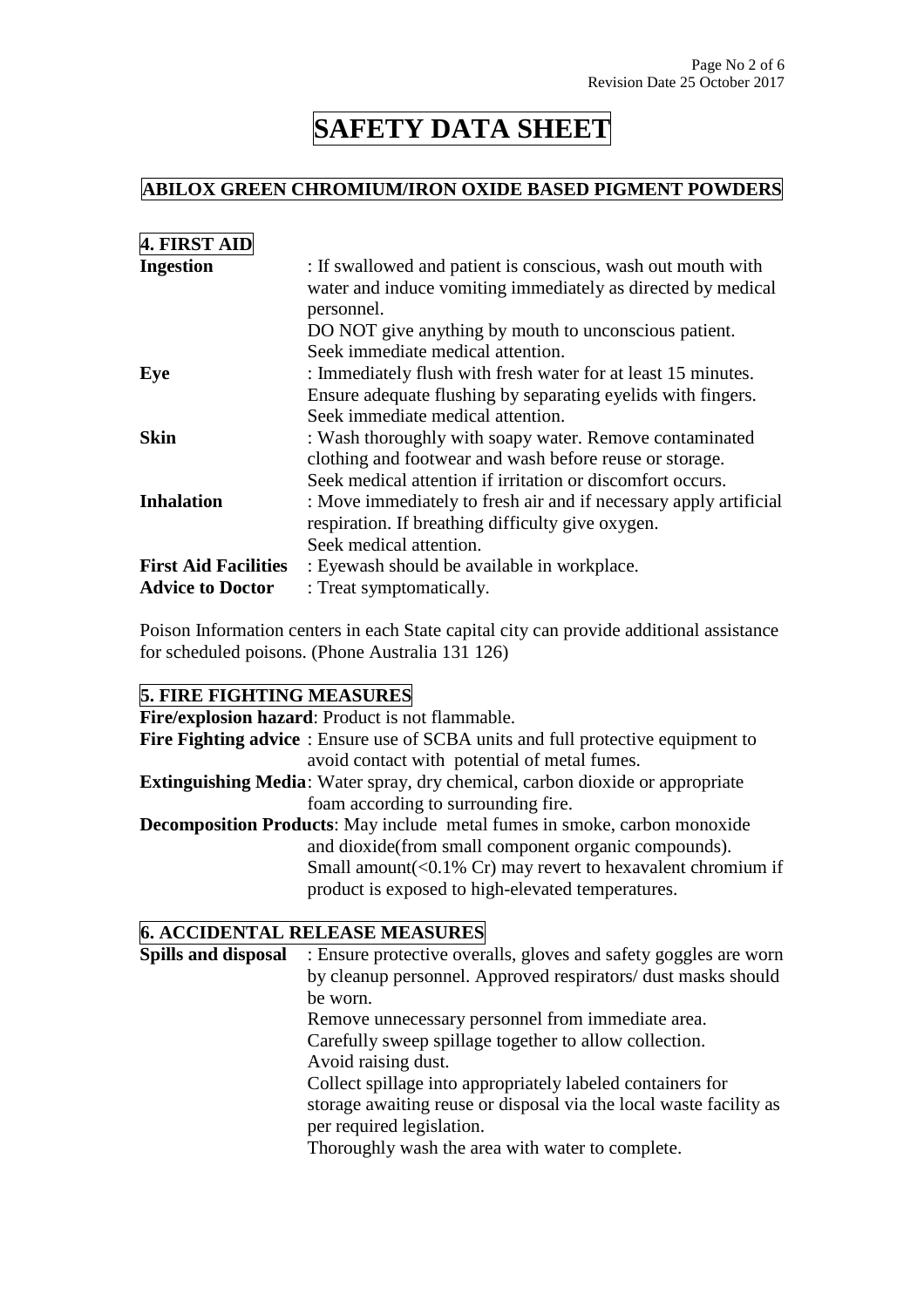# SAFETY DATA SHEET

## ABILOX GREEN CHROMIUM/IRON OXIDE BASED PIGMENT POWDERS

### 4. FIRST AID

**Ingestion** : If swallowed and patient is conscious, wash out mouth with water and induce vomiting immediately as directed by medical personnel.
DO NOT give anything by mouth to unconscious patient.
Seek immediate medical attention.

**Eye** : Immediately flush with fresh water for at least 15 minutes.
Ensure adequate flushing by separating eyelids with fingers.
Seek immediate medical attention.

**Skin** : Wash thoroughly with soapy water. Remove contaminated clothing and footwear and wash before reuse or storage.
Seek medical attention if irritation or discomfort occurs.

**Inhalation** : Move immediately to fresh air and if necessary apply artificial respiration. If breathing difficulty give oxygen.
Seek medical attention.

**First Aid Facilities** : Eyewash should be available in workplace.

**Advice to Doctor** : Treat symptomatically.

Poison Information centers in each State capital city can provide additional assistance for scheduled poisons. (Phone Australia 131 126)

### 5. FIRE FIGHTING MEASURES

**Fire/explosion hazard**: Product is not flammable.

**Fire Fighting advice** : Ensure use of SCBA units and full protective equipment to avoid contact with potential of metal fumes.

**Extinguishing Media**: Water spray, dry chemical, carbon dioxide or appropriate foam according to surrounding fire.

**Decomposition Products**: May include metal fumes in smoke, carbon monoxide and dioxide(from small component organic compounds).
Small amount(<0.1% Cr) may revert to hexavalent chromium if product is exposed to high-elevated temperatures.

### 6. ACCIDENTAL RELEASE MEASURES

**Spills and disposal** : Ensure protective overalls, gloves and safety goggles are worn by cleanup personnel. Approved respirators/ dust masks should be worn.
Remove unnecessary personnel from immediate area.
Carefully sweep spillage together to allow collection.
Avoid raising dust.
Collect spillage into appropriately labeled containers for storage awaiting reuse or disposal via the local waste facility as per required legislation.
Thoroughly wash the area with water to complete.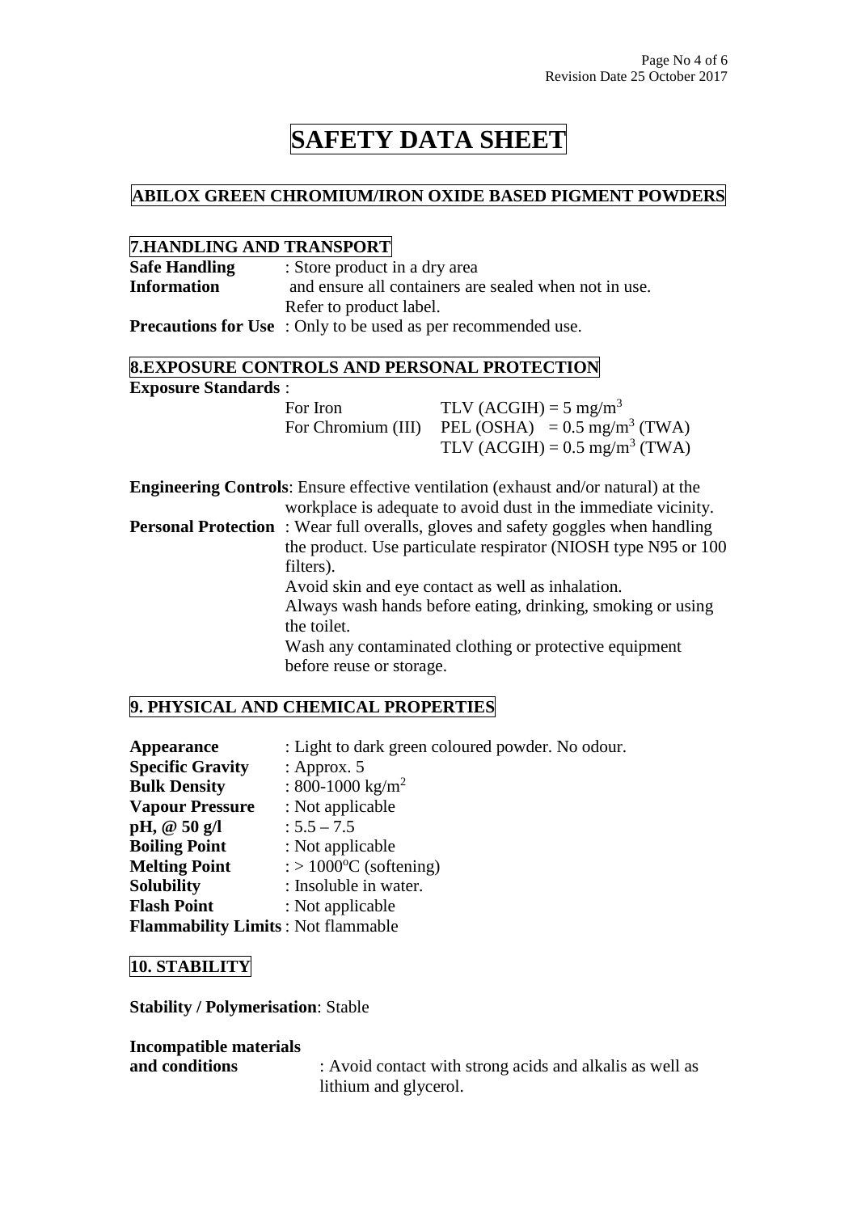# SAFETY DATA SHEET

## ABILOX GREEN CHROMIUM/IRON OXIDE BASED PIGMENT POWDERS

### 7.HANDLING AND TRANSPORT

**Safe Handling Information** : Store product in a dry area and ensure all containers are sealed when not in use. Refer to product label.

**Precautions for Use** : Only to be used as per recommended use.

### 8.EXPOSURE CONTROLS AND PERSONAL PROTECTION

**Exposure Standards** :

| | |
|---|---|
| For Iron | TLV (ACGIH) = 5 mg/$m^3$ |
| For Chromium (III) | PEL (OSHA) = 0.5 mg/$m^3$ (TWA) |
| | TLV (ACGIH) = 0.5 mg/$m^3$ (TWA) |

**Engineering Controls**: Ensure effective ventilation (exhaust and/or natural) at the workplace is adequate to avoid dust in the immediate vicinity.

**Personal Protection** : Wear full overalls, gloves and safety goggles when handling the product. Use particulate respirator (NIOSH type N95 or 100 filters).
Avoid skin and eye contact as well as inhalation.
Always wash hands before eating, drinking, smoking or using the toilet.
Wash any contaminated clothing or protective equipment before reuse or storage.

### 9. PHYSICAL AND CHEMICAL PROPERTIES

**Appearance** : Light to dark green coloured powder. No odour.
**Specific Gravity** : Approx. 5
**Bulk Density** : 800-1000 kg/$m^2$
**Vapour Pressure** : Not applicable
**pH, @ 50 g/l** : 5.5 – 7.5
**Boiling Point** : Not applicable
**Melting Point** : > 1000°C (softening)
**Solubility** : Insoluble in water.
**Flash Point** : Not applicable
**Flammability Limits** : Not flammable

### 10. STABILITY

**Stability / Polymerisation**: Stable

**Incompatible materials and conditions** : Avoid contact with strong acids and alkalis as well as lithium and glycerol.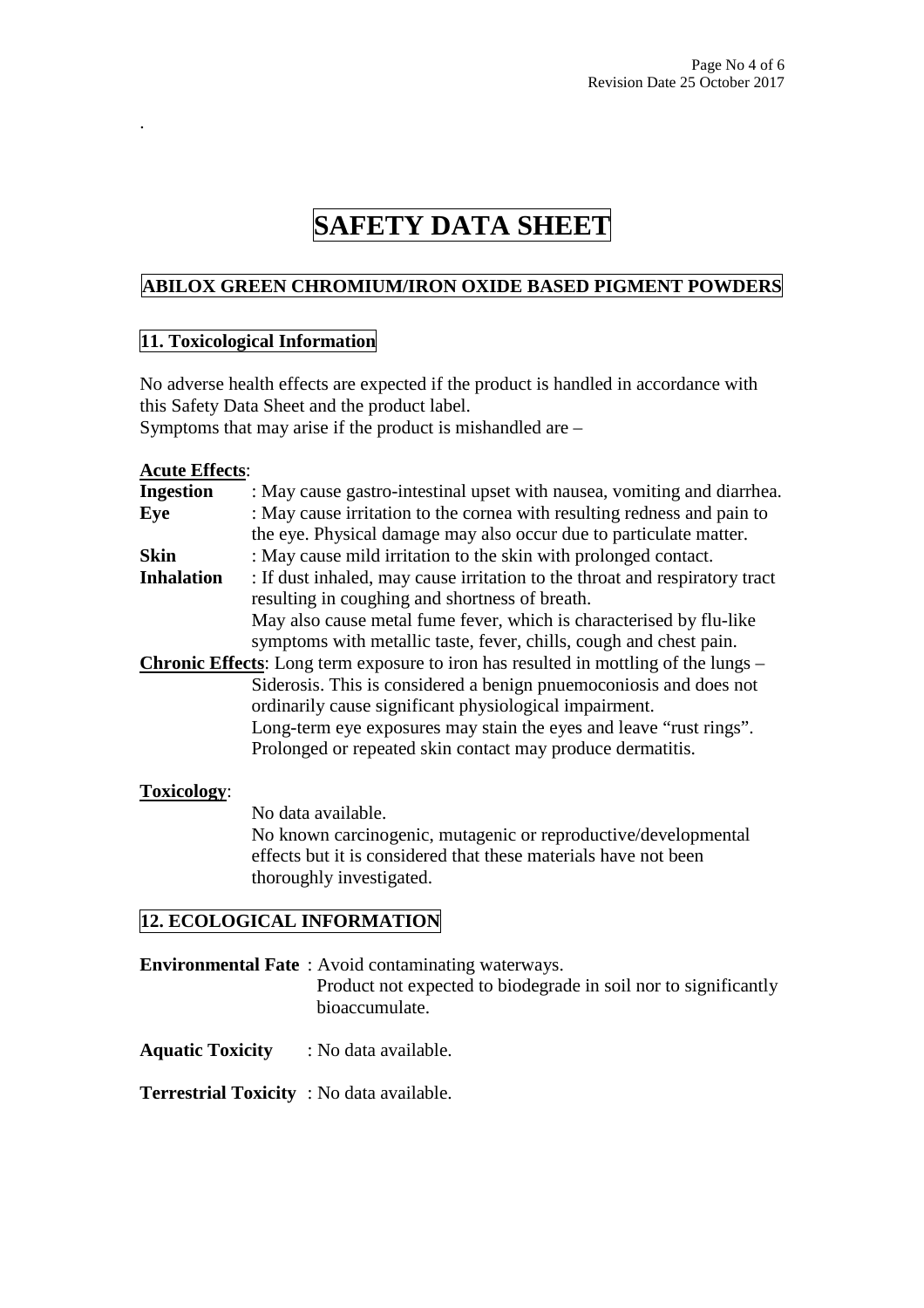.

# SAFETY DATA SHEET

## ABILOX GREEN CHROMIUM/IRON OXIDE BASED PIGMENT POWDERS

### 11. Toxicological Information

No adverse health effects are expected if the product is handled in accordance with this Safety Data Sheet and the product label.
Symptoms that may arise if the product is mishandled are –

**Acute Effects**:

**Ingestion** : May cause gastro-intestinal upset with nausea, vomiting and diarrhea.

**Eye** : May cause irritation to the cornea with resulting redness and pain to the eye. Physical damage may also occur due to particulate matter.

**Skin** : May cause mild irritation to the skin with prolonged contact.

**Inhalation** : If dust inhaled, may cause irritation to the throat and respiratory tract resulting in coughing and shortness of breath.
May also cause metal fume fever, which is characterised by flu-like symptoms with metallic taste, fever, chills, cough and chest pain.

**Chronic Effects**: Long term exposure to iron has resulted in mottling of the lungs – Siderosis. This is considered a benign pnuemoconiosis and does not ordinarily cause significant physiological impairment.
Long-term eye exposures may stain the eyes and leave "rust rings".
Prolonged or repeated skin contact may produce dermatitis.

**Toxicology**:

No data available.
No known carcinogenic, mutagenic or reproductive/developmental effects but it is considered that these materials have not been thoroughly investigated.

### 12. ECOLOGICAL INFORMATION

**Environmental Fate** : Avoid contaminating waterways.
Product not expected to biodegrade in soil nor to significantly bioaccumulate.

**Aquatic Toxicity** : No data available.

**Terrestrial Toxicity** : No data available.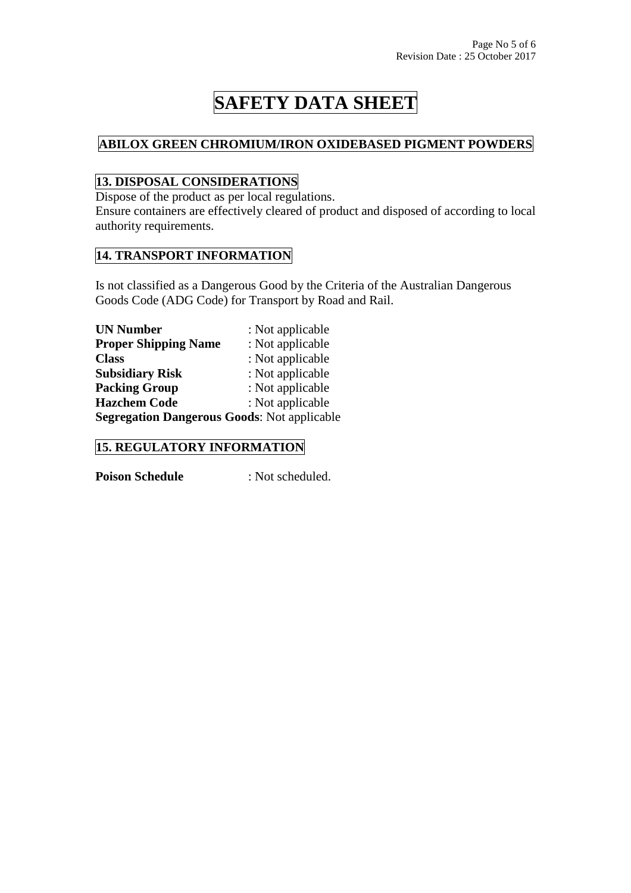# SAFETY DATA SHEET

## ABILOX GREEN CHROMIUM/IRON OXIDEBASED PIGMENT POWDERS

## 13. DISPOSAL CONSIDERATIONS

Dispose of the product as per local regulations.
Ensure containers are effectively cleared of product and disposed of according to local authority requirements.

## 14. TRANSPORT INFORMATION

Is not classified as a Dangerous Good by the Criteria of the Australian Dangerous Goods Code (ADG Code) for Transport by Road and Rail.

**UN Number** : Not applicable
**Proper Shipping Name** : Not applicable
**Class** : Not applicable
**Subsidiary Risk** : Not applicable
**Packing Group** : Not applicable
**Hazchem Code** : Not applicable
**Segregation Dangerous Goods**: Not applicable

## 15. REGULATORY INFORMATION

**Poison Schedule** : Not scheduled.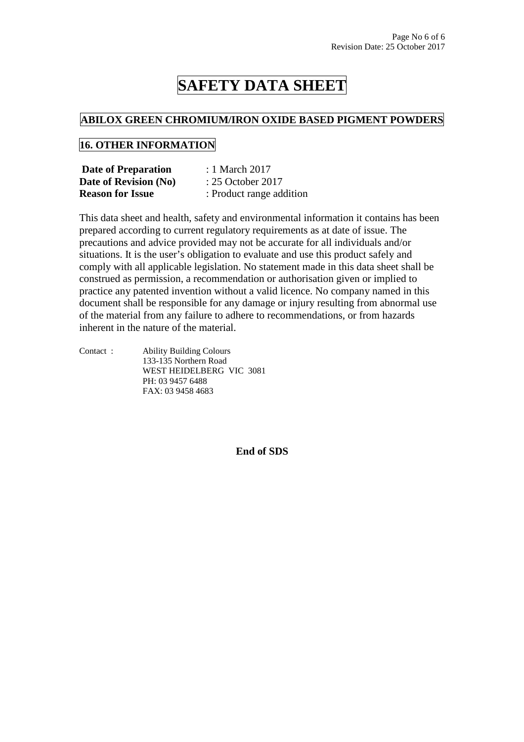# SAFETY DATA SHEET

## ABILOX GREEN CHROMIUM/IRON OXIDE BASED PIGMENT POWDERS

## 16. OTHER INFORMATION

**Date of Preparation** : 1 March 2017
**Date of Revision (No)** : 25 October 2017
**Reason for Issue** : Product range addition

This data sheet and health, safety and environmental information it contains has been prepared according to current regulatory requirements as at date of issue. The precautions and advice provided may not be accurate for all individuals and/or situations. It is the user's obligation to evaluate and use this product safely and comply with all applicable legislation. No statement made in this data sheet shall be construed as permission, a recommendation or authorisation given or implied to practice any patented invention without a valid licence. No company named in this document shall be responsible for any damage or injury resulting from abnormal use of the material from any failure to adhere to recommendations, or from hazards inherent in the nature of the material.

Contact : Ability Building Colours
133-135 Northern Road
WEST HEIDELBERG VIC 3081
PH: 03 9457 6488
FAX: 03 9458 4683

**End of SDS**